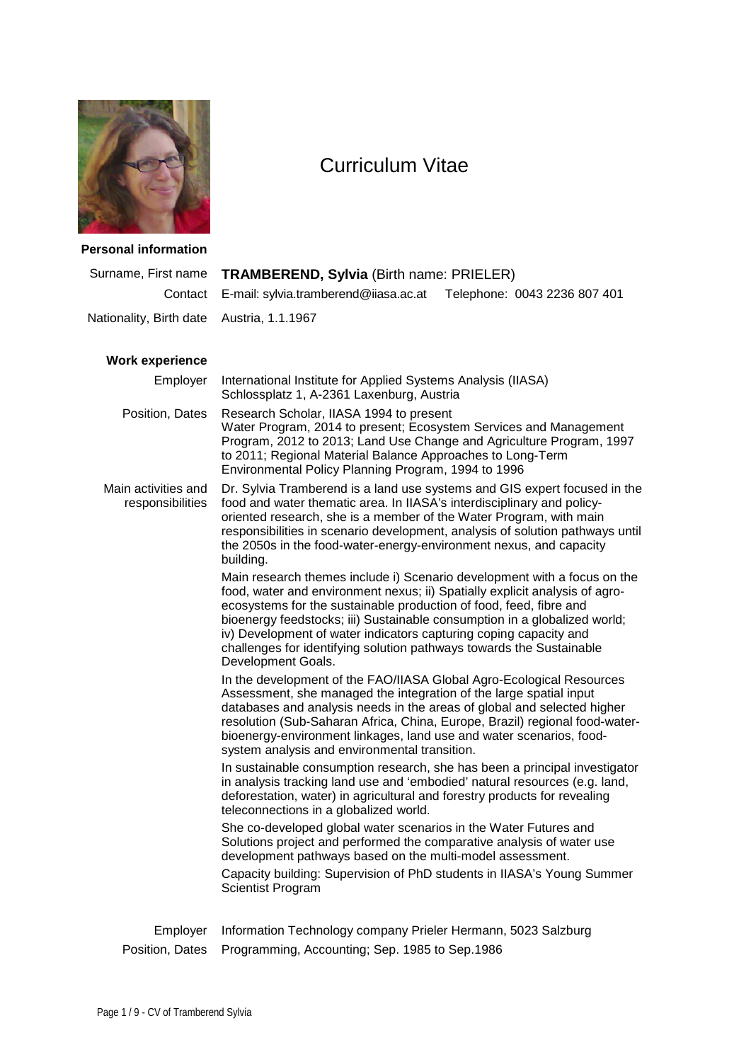# Curriculum Vitae

**Personal information**

| | |
|---|---|
| Surname, First name | **TRAMBEREND, Sylvia** (Birth name: PRIELER) |
| Contact | E-mail: sylvia.tramberend@iiasa.ac.at Telephone: 0043 2236 807 401 |
| Nationality, Birth date | Austria, 1.1.1967 |

**Work experience**

| | |
|---|---|
| Employer | International Institute for Applied Systems Analysis (IIASA) Schlossplatz 1, A-2361 Laxenburg, Austria |
| Position, Dates | Research Scholar, IIASA 1994 to present Water Program, 2014 to present; Ecosystem Services and Management Program, 2012 to 2013; Land Use Change and Agriculture Program, 1997 to 2011; Regional Material Balance Approaches to Long-Term Environmental Policy Planning Program, 1994 to 1996 |
| Main activities and responsibilities | Dr. Sylvia Tramberend is a land use systems and GIS expert focused in the food and water thematic area. In IIASA's interdisciplinary and policy-oriented research, she is a member of the Water Program, with main responsibilities in scenario development, analysis of solution pathways until the 2050s in the food-water-energy-environment nexus, and capacity building. |

Main research themes include i) Scenario development with a focus on the food, water and environment nexus; ii) Spatially explicit analysis of agro-ecosystems for the sustainable production of food, feed, fibre and bioenergy feedstocks; iii) Sustainable consumption in a globalized world; iv) Development of water indicators capturing coping capacity and challenges for identifying solution pathways towards the Sustainable Development Goals.

In the development of the FAO/IIASA Global Agro-Ecological Resources Assessment, she managed the integration of the large spatial input databases and analysis needs in the areas of global and selected higher resolution (Sub-Saharan Africa, China, Europe, Brazil) regional food-water-bioenergy-environment linkages, land use and water scenarios, food-system analysis and environmental transition.

In sustainable consumption research, she has been a principal investigator in analysis tracking land use and 'embodied' natural resources (e.g. land, deforestation, water) in agricultural and forestry products for revealing teleconnections in a globalized world.

She co-developed global water scenarios in the Water Futures and Solutions project and performed the comparative analysis of water use development pathways based on the multi-model assessment.

Capacity building: Supervision of PhD students in IIASA's Young Summer Scientist Program

| | |
|---|---|
| Employer | Information Technology company Prieler Hermann, 5023 Salzburg |
| Position, Dates | Programming, Accounting; Sep. 1985 to Sep.1986 |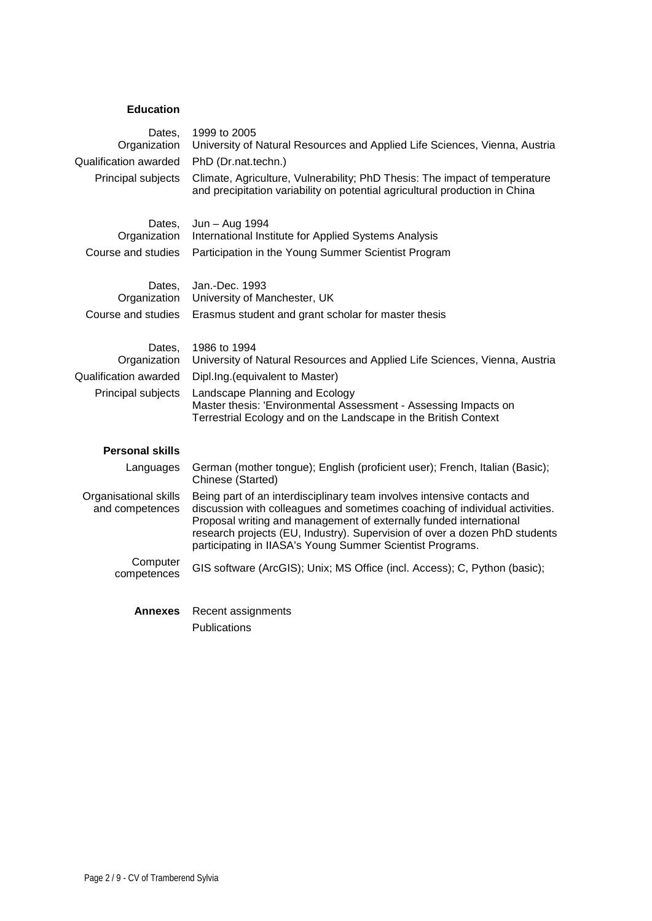## Education

| | |
|---|---|
| Dates, Organization | 1999 to 2005<br>University of Natural Resources and Applied Life Sciences, Vienna, Austria |
| Qualification awarded | PhD (Dr.nat.techn.) |
| Principal subjects | Climate, Agriculture, Vulnerability; PhD Thesis: The impact of temperature and precipitation variability on potential agricultural production in China |

| | |
|---|---|
| Dates, Organization | Jun – Aug 1994<br>International Institute for Applied Systems Analysis |
| Course and studies | Participation in the Young Summer Scientist Program |

| | |
|---|---|
| Dates, Organization | Jan.-Dec. 1993<br>University of Manchester, UK |
| Course and studies | Erasmus student and grant scholar for master thesis |

| | |
|---|---|
| Dates, Organization | 1986 to 1994<br>University of Natural Resources and Applied Life Sciences, Vienna, Austria |
| Qualification awarded | Dipl.Ing.(equivalent to Master) |
| Principal subjects | Landscape Planning and Ecology<br>Master thesis: 'Environmental Assessment - Assessing Impacts on Terrestrial Ecology and on the Landscape in the British Context |

## Personal skills

| | |
|---|---|
| Languages | German (mother tongue); English (proficient user); French, Italian (Basic); Chinese (Started) |
| Organisational skills and competences | Being part of an interdisciplinary team involves intensive contacts and discussion with colleagues and sometimes coaching of individual activities. Proposal writing and management of externally funded international research projects (EU, Industry). Supervision of over a dozen PhD students participating in IIASA's Young Summer Scientist Programs. |
| Computer competences | GIS software (ArcGIS); Unix; MS Office (incl. Access); C, Python (basic); |

**Annexes**

Recent assignments

Publications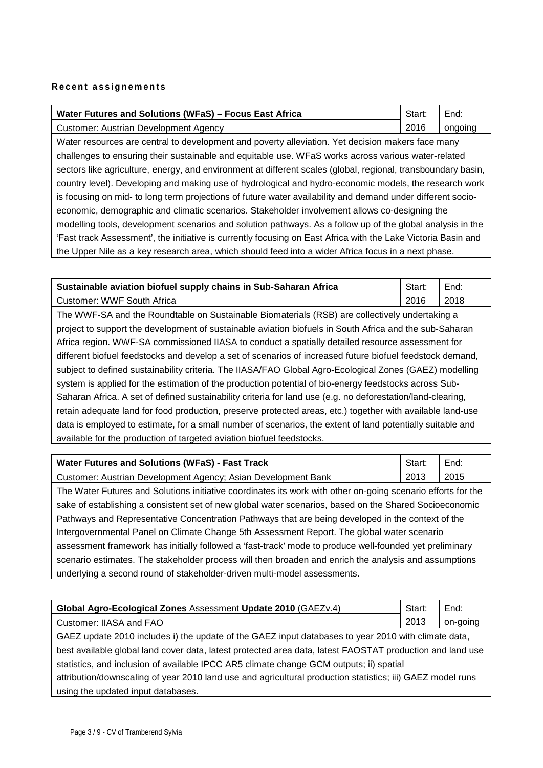**Recent assignements**

| **Water Futures and Solutions (WFaS) – Focus East Africa** | Start: | End: |
|---|---|---|
| Customer: Austrian Development Agency | 2016 | ongoing |

Water resources are central to development and poverty alleviation. Yet decision makers face many challenges to ensuring their sustainable and equitable use. WFaS works across various water-related sectors like agriculture, energy, and environment at different scales (global, regional, transboundary basin, country level). Developing and making use of hydrological and hydro-economic models, the research work is focusing on mid- to long term projections of future water availability and demand under different socio-economic, demographic and climatic scenarios. Stakeholder involvement allows co-designing the modelling tools, development scenarios and solution pathways. As a follow up of the global analysis in the 'Fast track Assessment', the initiative is currently focusing on East Africa with the Lake Victoria Basin and the Upper Nile as a key research area, which should feed into a wider Africa focus in a next phase.

| **Sustainable aviation biofuel supply chains in Sub-Saharan Africa** | Start: | End: |
|---|---|---|
| Customer: WWF South Africa | 2016 | 2018 |

The WWF-SA and the Roundtable on Sustainable Biomaterials (RSB) are collectively undertaking a project to support the development of sustainable aviation biofuels in South Africa and the sub-Saharan Africa region. WWF-SA commissioned IIASA to conduct a spatially detailed resource assessment for different biofuel feedstocks and develop a set of scenarios of increased future biofuel feedstock demand, subject to defined sustainability criteria. The IIASA/FAO Global Agro-Ecological Zones (GAEZ) modelling system is applied for the estimation of the production potential of bio-energy feedstocks across Sub-Saharan Africa. A set of defined sustainability criteria for land use (e.g. no deforestation/land-clearing, retain adequate land for food production, preserve protected areas, etc.) together with available land-use data is employed to estimate, for a small number of scenarios, the extent of land potentially suitable and available for the production of targeted aviation biofuel feedstocks.

| **Water Futures and Solutions (WFaS) - Fast Track** | Start: | End: |
|---|---|---|
| Customer: Austrian Development Agency; Asian Development Bank | 2013 | 2015 |

The Water Futures and Solutions initiative coordinates its work with other on-going scenario efforts for the sake of establishing a consistent set of new global water scenarios, based on the Shared Socioeconomic Pathways and Representative Concentration Pathways that are being developed in the context of the Intergovernmental Panel on Climate Change 5th Assessment Report. The global water scenario assessment framework has initially followed a 'fast-track' mode to produce well-founded yet preliminary scenario estimates. The stakeholder process will then broaden and enrich the analysis and assumptions underlying a second round of stakeholder-driven multi-model assessments.

| **Global Agro-Ecological Zones** Assessment **Update 2010** (GAEZv.4) | Start: | End: |
|---|---|---|
| Customer: IIASA and FAO | 2013 | on-going |

GAEZ update 2010 includes i) the update of the GAEZ input databases to year 2010 with climate data, best available global land cover data, latest protected area data, latest FAOSTAT production and land use statistics, and inclusion of available IPCC AR5 climate change GCM outputs; ii) spatial attribution/downscaling of year 2010 land use and agricultural production statistics; iii) GAEZ model runs using the updated input databases.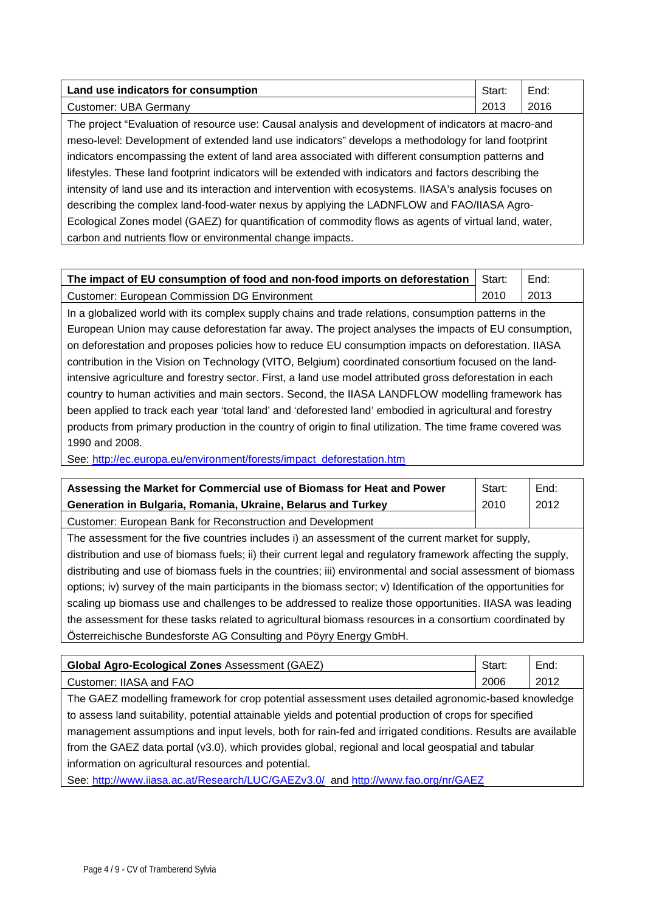| **Land use indicators for consumption** | Start: | End: |
|---|---|---|
| Customer: UBA Germany | 2013 | 2016 |

The project "Evaluation of resource use: Causal analysis and development of indicators at macro-and meso-level: Development of extended land use indicators" develops a methodology for land footprint indicators encompassing the extent of land area associated with different consumption patterns and lifestyles. These land footprint indicators will be extended with indicators and factors describing the intensity of land use and its interaction and intervention with ecosystems. IIASA's analysis focuses on describing the complex land-food-water nexus by applying the LADNFLOW and FAO/IIASA Agro-Ecological Zones model (GAEZ) for quantification of commodity flows as agents of virtual land, water, carbon and nutrients flow or environmental change impacts.

| **The impact of EU consumption of food and non-food imports on deforestation** | Start: | End: |
|---|---|---|
| Customer: European Commission DG Environment | 2010 | 2013 |

In a globalized world with its complex supply chains and trade relations, consumption patterns in the European Union may cause deforestation far away. The project analyses the impacts of EU consumption, on deforestation and proposes policies how to reduce EU consumption impacts on deforestation. IIASA contribution in the Vision on Technology (VITO, Belgium) coordinated consortium focused on the land-intensive agriculture and forestry sector. First, a land use model attributed gross deforestation in each country to human activities and main sectors. Second, the IIASA LANDFLOW modelling framework has been applied to track each year 'total land' and 'deforested land' embodied in agricultural and forestry products from primary production in the country of origin to final utilization. The time frame covered was 1990 and 2008.

See: [http://ec.europa.eu/environment/forests/impact_deforestation.htm](http://ec.europa.eu/environment/forests/impact_deforestation.htm)

| **Assessing the Market for Commercial use of Biomass for Heat and Power Generation in Bulgaria, Romania, Ukraine, Belarus and Turkey** | Start: 2010 | End: 2012 |
|---|---|---|
| Customer: European Bank for Reconstruction and Development | | |

The assessment for the five countries includes i) an assessment of the current market for supply, distribution and use of biomass fuels; ii) their current legal and regulatory framework affecting the supply, distributing and use of biomass fuels in the countries; iii) environmental and social assessment of biomass options; iv) survey of the main participants in the biomass sector; v) Identification of the opportunities for scaling up biomass use and challenges to be addressed to realize those opportunities. IIASA was leading the assessment for these tasks related to agricultural biomass resources in a consortium coordinated by Österreichische Bundesforste AG Consulting and Pöyry Energy GmbH.

| **Global Agro-Ecological Zones** Assessment (GAEZ) | Start: | End: |
|---|---|---|
| Customer: IIASA and FAO | 2006 | 2012 |

The GAEZ modelling framework for crop potential assessment uses detailed agronomic-based knowledge to assess land suitability, potential attainable yields and potential production of crops for specified management assumptions and input levels, both for rain-fed and irrigated conditions. Results are available from the GAEZ data portal (v3.0), which provides global, regional and local geospatial and tabular information on agricultural resources and potential.

See: [http://www.iiasa.ac.at/Research/LUC/GAEZv3.0/](http://www.iiasa.ac.at/Research/LUC/GAEZv3.0/) and [http://www.fao.org/nr/GAEZ](http://www.fao.org/nr/GAEZ)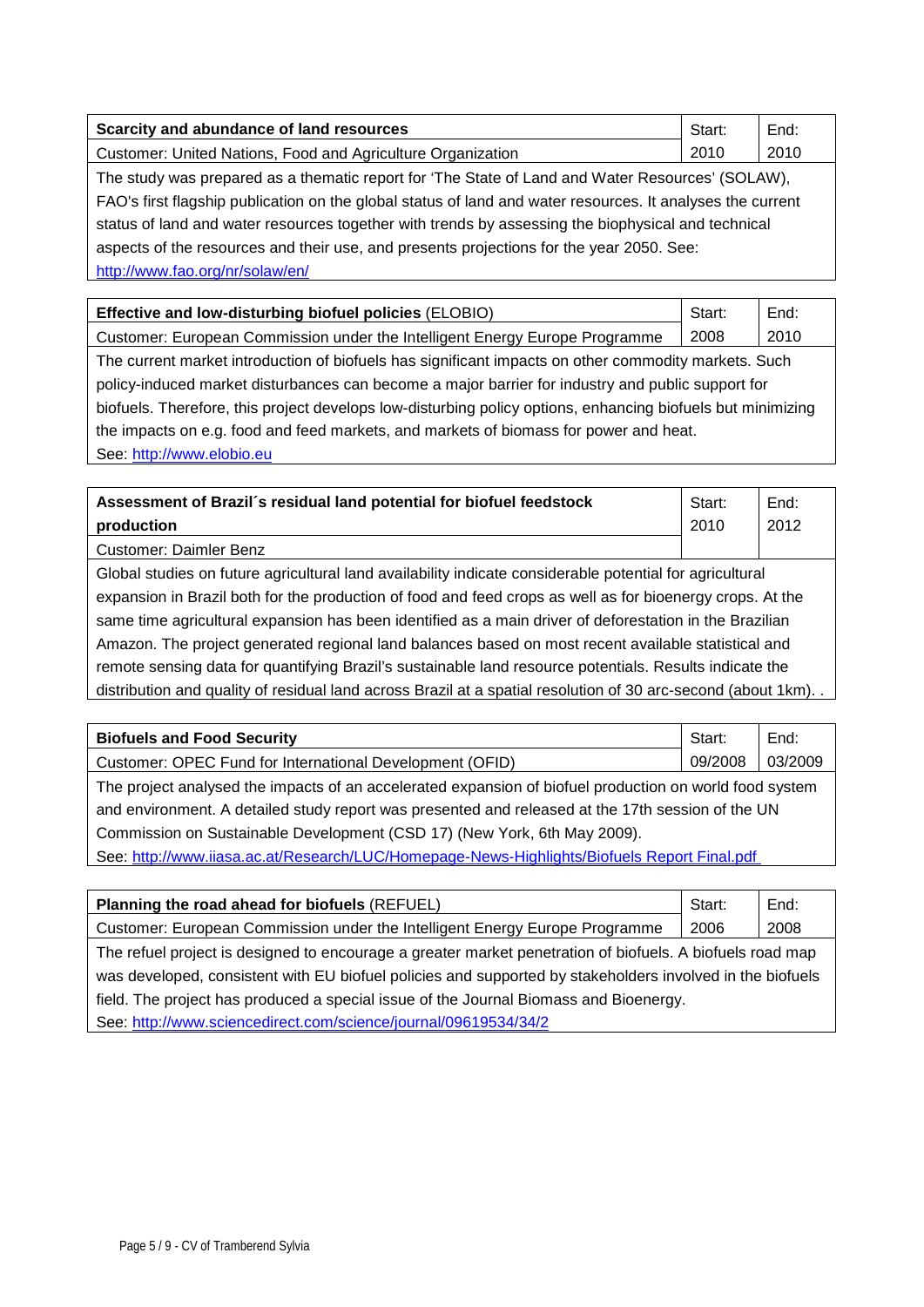| **Scarcity and abundance of land resources** | Start: | End: |
|---|---|---|
| Customer: United Nations, Food and Agriculture Organization | 2010 | 2010 |

The study was prepared as a thematic report for 'The State of Land and Water Resources' (SOLAW), FAO's first flagship publication on the global status of land and water resources. It analyses the current status of land and water resources together with trends by assessing the biophysical and technical aspects of the resources and their use, and presents projections for the year 2050. See: http://www.fao.org/nr/solaw/en/

| **Effective and low-disturbing biofuel policies** (ELOBIO) | Start: | End: |
|---|---|---|
| Customer: European Commission under the Intelligent Energy Europe Programme | 2008 | 2010 |

The current market introduction of biofuels has significant impacts on other commodity markets. Such policy-induced market disturbances can become a major barrier for industry and public support for biofuels. Therefore, this project develops low-disturbing policy options, enhancing biofuels but minimizing the impacts on e.g. food and feed markets, and markets of biomass for power and heat. See: http://www.elobio.eu

| **Assessment of Brazil´s residual land potential for biofuel feedstock production** | Start: | End: |
|---|---|---|
| Customer: Daimler Benz | 2010 | 2012 |

Global studies on future agricultural land availability indicate considerable potential for agricultural expansion in Brazil both for the production of food and feed crops as well as for bioenergy crops. At the same time agricultural expansion has been identified as a main driver of deforestation in the Brazilian Amazon. The project generated regional land balances based on most recent available statistical and remote sensing data for quantifying Brazil's sustainable land resource potentials. Results indicate the distribution and quality of residual land across Brazil at a spatial resolution of 30 arc-second (about 1km). .

| **Biofuels and Food Security** | Start: | End: |
|---|---|---|
| Customer: OPEC Fund for International Development (OFID) | 09/2008 | 03/2009 |

The project analysed the impacts of an accelerated expansion of biofuel production on world food system and environment. A detailed study report was presented and released at the 17th session of the UN Commission on Sustainable Development (CSD 17) (New York, 6th May 2009). See: http://www.iiasa.ac.at/Research/LUC/Homepage-News-Highlights/Biofuels Report Final.pdf

| **Planning the road ahead for biofuels** (REFUEL) | Start: | End: |
|---|---|---|
| Customer: European Commission under the Intelligent Energy Europe Programme | 2006 | 2008 |

The refuel project is designed to encourage a greater market penetration of biofuels. A biofuels road map was developed, consistent with EU biofuel policies and supported by stakeholders involved in the biofuels field. The project has produced a special issue of the Journal Biomass and Bioenergy. See: http://www.sciencedirect.com/science/journal/09619534/34/2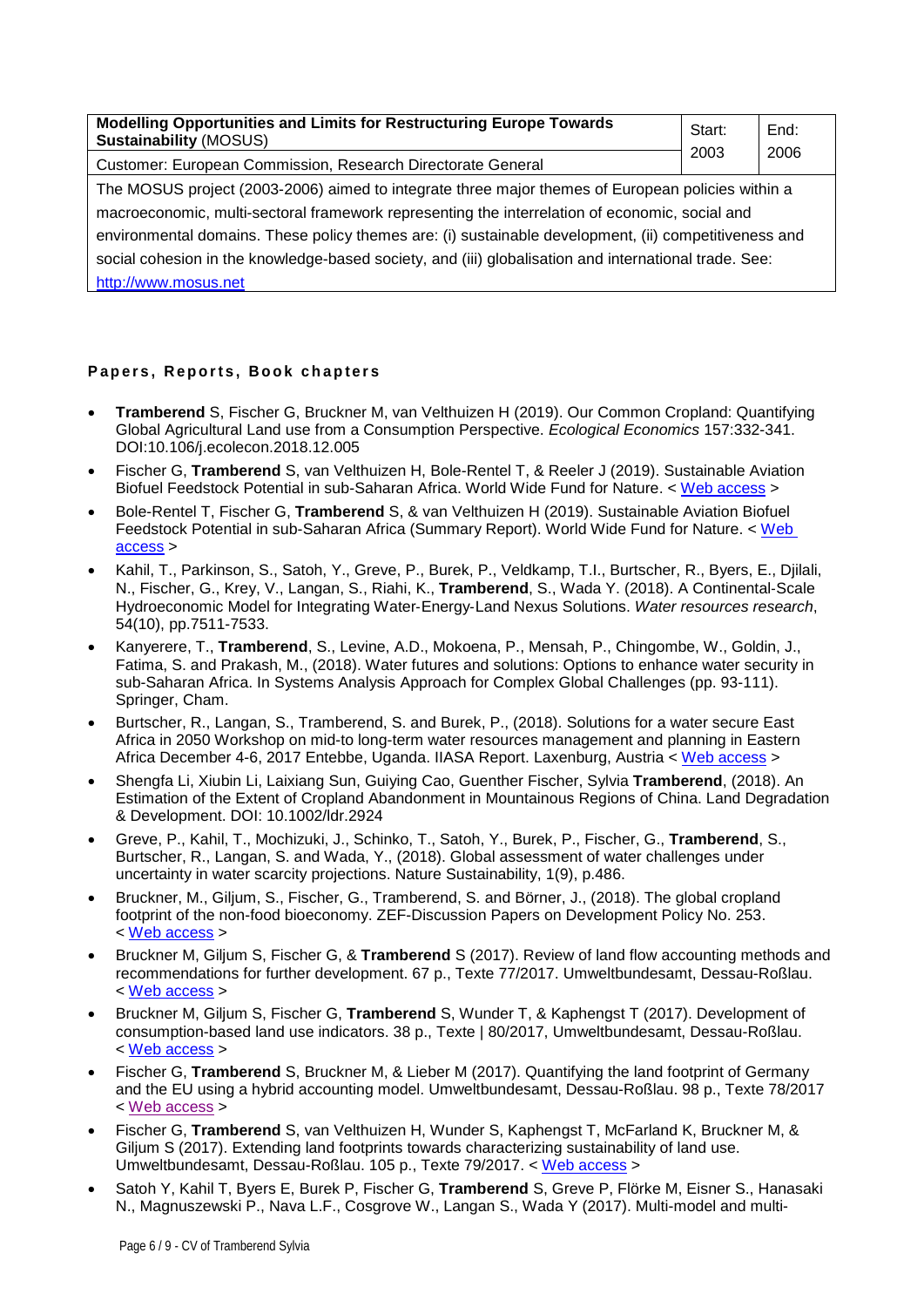| **Modelling Opportunities and Limits for Restructuring Europe Towards Sustainability** (MOSUS) | Start: 2003 | End: 2006 |
|---|---|---|
| Customer: European Commission, Research Directorate General | | |
| The MOSUS project (2003-2006) aimed to integrate three major themes of European policies within a macroeconomic, multi-sectoral framework representing the interrelation of economic, social and environmental domains. These policy themes are: (i) sustainable development, (ii) competitiveness and social cohesion in the knowledge-based society, and (iii) globalisation and international trade. See: http://www.mosus.net | | |

### Papers, Reports, Book chapters

- **Tramberend** S, Fischer G, Bruckner M, van Velthuizen H (2019). Our Common Cropland: Quantifying Global Agricultural Land use from a Consumption Perspective. *Ecological Economics* 157:332-341. DOI:10.106/j.ecolecon.2018.12.005
- Fischer G, **Tramberend** S, van Velthuizen H, Bole-Rentel T, & Reeler J (2019). Sustainable Aviation Biofuel Feedstock Potential in sub-Saharan Africa. World Wide Fund for Nature. < Web access >
- Bole-Rentel T, Fischer G, **Tramberend** S, & van Velthuizen H (2019). Sustainable Aviation Biofuel Feedstock Potential in sub-Saharan Africa (Summary Report). World Wide Fund for Nature. < Web access >
- Kahil, T., Parkinson, S., Satoh, Y., Greve, P., Burek, P., Veldkamp, T.I., Burtscher, R., Byers, E., Djilali, N., Fischer, G., Krey, V., Langan, S., Riahi, K., **Tramberend**, S., Wada Y. (2018). A Continental-Scale Hydroeconomic Model for Integrating Water-Energy-Land Nexus Solutions. *Water resources research*, 54(10), pp.7511-7533.
- Kanyerere, T., **Tramberend**, S., Levine, A.D., Mokoena, P., Mensah, P., Chingombe, W., Goldin, J., Fatima, S. and Prakash, M., (2018). Water futures and solutions: Options to enhance water security in sub-Saharan Africa. In Systems Analysis Approach for Complex Global Challenges (pp. 93-111). Springer, Cham.
- Burtscher, R., Langan, S., Tramberend, S. and Burek, P., (2018). Solutions for a water secure East Africa in 2050 Workshop on mid-to long-term water resources management and planning in Eastern Africa December 4-6, 2017 Entebbe, Uganda. IIASA Report. Laxenburg, Austria < Web access >
- Shengfa Li, Xiubin Li, Laixiang Sun, Guiying Cao, Guenther Fischer, Sylvia **Tramberend**, (2018). An Estimation of the Extent of Cropland Abandonment in Mountainous Regions of China. Land Degradation & Development. DOI: 10.1002/ldr.2924
- Greve, P., Kahil, T., Mochizuki, J., Schinko, T., Satoh, Y., Burek, P., Fischer, G., **Tramberend**, S., Burtscher, R., Langan, S. and Wada, Y., (2018). Global assessment of water challenges under uncertainty in water scarcity projections. Nature Sustainability, 1(9), p.486.
- Bruckner, M., Giljum, S., Fischer, G., Tramberend, S. and Börner, J., (2018). The global cropland footprint of the non-food bioeconomy. ZEF-Discussion Papers on Development Policy No. 253. < Web access >
- Bruckner M, Giljum S, Fischer G, & **Tramberend** S (2017). Review of land flow accounting methods and recommendations for further development. 67 p., Texte 77/2017. Umweltbundesamt, Dessau-Roßlau. < Web access >
- Bruckner M, Giljum S, Fischer G, **Tramberend** S, Wunder T, & Kaphengst T (2017). Development of consumption-based land use indicators. 38 p., Texte | 80/2017, Umweltbundesamt, Dessau-Roßlau. < Web access >
- Fischer G, **Tramberend** S, Bruckner M, & Lieber M (2017). Quantifying the land footprint of Germany and the EU using a hybrid accounting model. Umweltbundesamt, Dessau-Roßlau. 98 p., Texte 78/2017 < Web access >
- Fischer G, **Tramberend** S, van Velthuizen H, Wunder S, Kaphengst T, McFarland K, Bruckner M, & Giljum S (2017). Extending land footprints towards characterizing sustainability of land use. Umweltbundesamt, Dessau-Roßlau. 105 p., Texte 79/2017. < Web access >
- Satoh Y, Kahil T, Byers E, Burek P, Fischer G, **Tramberend** S, Greve P, Flörke M, Eisner S., Hanasaki N., Magnuszewski P., Nava L.F., Cosgrove W., Langan S., Wada Y (2017). Multi-model and multi-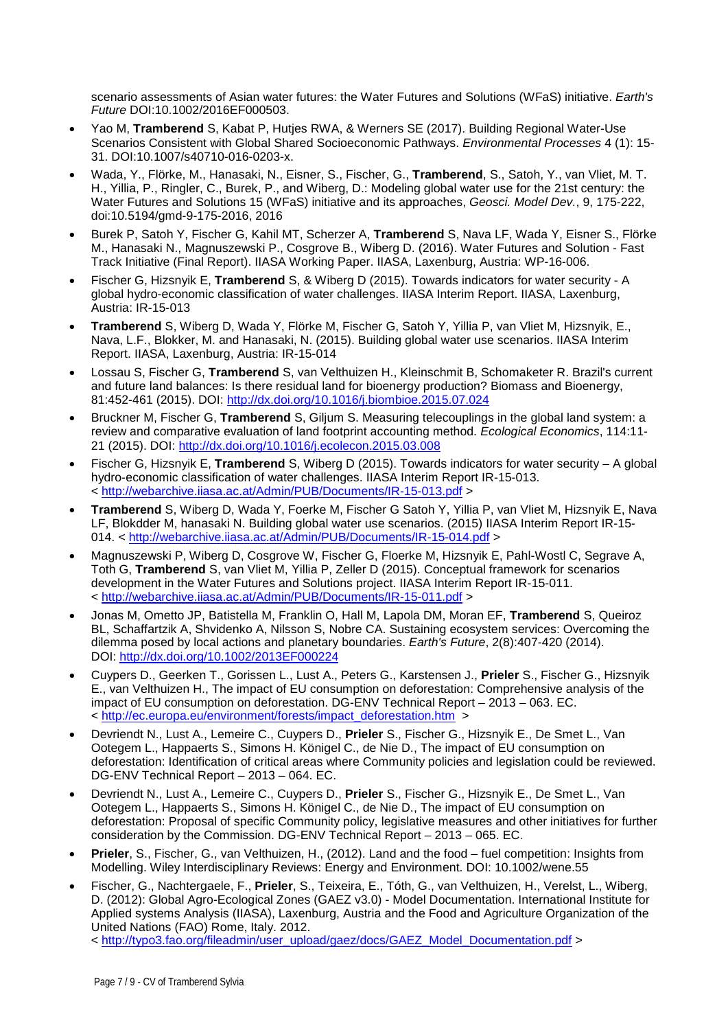scenario assessments of Asian water futures: the Water Futures and Solutions (WFaS) initiative. *Earth's Future* DOI:10.1002/2016EF000503.

- Yao M, **Tramberend** S, Kabat P, Hutjes RWA, & Werners SE (2017). Building Regional Water-Use Scenarios Consistent with Global Shared Socioeconomic Pathways. *Environmental Processes* 4 (1): 15-31. DOI:10.1007/s40710-016-0203-x.
- Wada, Y., Flörke, M., Hanasaki, N., Eisner, S., Fischer, G., **Tramberend**, S., Satoh, Y., van Vliet, M. T. H., Yillia, P., Ringler, C., Burek, P., and Wiberg, D.: Modeling global water use for the 21st century: the Water Futures and Solutions 15 (WFaS) initiative and its approaches, *Geosci. Model Dev.*, 9, 175-222, doi:10.5194/gmd-9-175-2016, 2016
- Burek P, Satoh Y, Fischer G, Kahil MT, Scherzer A, **Tramberend** S, Nava LF, Wada Y, Eisner S., Flörke M., Hanasaki N., Magnuszewski P., Cosgrove B., Wiberg D. (2016). Water Futures and Solution - Fast Track Initiative (Final Report). IIASA Working Paper. IIASA, Laxenburg, Austria: WP-16-006.
- Fischer G, Hizsnyik E, **Tramberend** S, & Wiberg D (2015). Towards indicators for water security - A global hydro-economic classification of water challenges. IIASA Interim Report. IIASA, Laxenburg, Austria: IR-15-013
- **Tramberend** S, Wiberg D, Wada Y, Flörke M, Fischer G, Satoh Y, Yillia P, van Vliet M, Hizsnyik, E., Nava, L.F., Blokker, M. and Hanasaki, N. (2015). Building global water use scenarios. IIASA Interim Report. IIASA, Laxenburg, Austria: IR-15-014
- Lossau S, Fischer G, **Tramberend** S, van Velthuizen H., Kleinschmit B, Schomaketer R. Brazil's current and future land balances: Is there residual land for bioenergy production? Biomass and Bioenergy, 81:452-461 (2015). DOI: http://dx.doi.org/10.1016/j.biombioe.2015.07.024
- Bruckner M, Fischer G, **Tramberend** S, Giljum S. Measuring telecouplings in the global land system: a review and comparative evaluation of land footprint accounting method. *Ecological Economics*, 114:11-21 (2015). DOI: http://dx.doi.org/10.1016/j.ecolecon.2015.03.008
- Fischer G, Hizsnyik E, **Tramberend** S, Wiberg D (2015). Towards indicators for water security – A global hydro-economic classification of water challenges. IIASA Interim Report IR-15-013. < http://webarchive.iiasa.ac.at/Admin/PUB/Documents/IR-15-013.pdf >
- **Tramberend** S, Wiberg D, Wada Y, Foerke M, Fischer G Satoh Y, Yillia P, van Vliet M, Hizsnyik E, Nava LF, Blokdder M, hanasaki N. Building global water use scenarios. (2015) IIASA Interim Report IR-15-014. < http://webarchive.iiasa.ac.at/Admin/PUB/Documents/IR-15-014.pdf >
- Magnuszewski P, Wiberg D, Cosgrove W, Fischer G, Floerke M, Hizsnyik E, Pahl-Wostl C, Segrave A, Toth G, **Tramberend** S, van Vliet M, Yillia P, Zeller D (2015). Conceptual framework for scenarios development in the Water Futures and Solutions project. IIASA Interim Report IR-15-011. < http://webarchive.iiasa.ac.at/Admin/PUB/Documents/IR-15-011.pdf >
- Jonas M, Ometto JP, Batistella M, Franklin O, Hall M, Lapola DM, Moran EF, **Tramberend** S, Queiroz BL, Schaffartzik A, Shvidenko A, Nilsson S, Nobre CA. Sustaining ecosystem services: Overcoming the dilemma posed by local actions and planetary boundaries. *Earth's Future*, 2(8):407-420 (2014). DOI: http://dx.doi.org/10.1002/2013EF000224
- Cuypers D., Geerken T., Gorissen L., Lust A., Peters G., Karstensen J., **Prieler** S., Fischer G., Hizsnyik E., van Velthuizen H., The impact of EU consumption on deforestation: Comprehensive analysis of the impact of EU consumption on deforestation. DG-ENV Technical Report – 2013 – 063. EC. < http://ec.europa.eu/environment/forests/impact_deforestation.htm >
- Devriendt N., Lust A., Lemeire C., Cuypers D., **Prieler** S., Fischer G., Hizsnyik E., De Smet L., Van Ootegem L., Happaerts S., Simons H. Königel C., de Nie D., The impact of EU consumption on deforestation: Identification of critical areas where Community policies and legislation could be reviewed. DG-ENV Technical Report – 2013 – 064. EC.
- Devriendt N., Lust A., Lemeire C., Cuypers D., **Prieler** S., Fischer G., Hizsnyik E., De Smet L., Van Ootegem L., Happaerts S., Simons H. Königel C., de Nie D., The impact of EU consumption on deforestation: Proposal of specific Community policy, legislative measures and other initiatives for further consideration by the Commission. DG-ENV Technical Report – 2013 – 065. EC.
- **Prieler**, S., Fischer, G., van Velthuizen, H., (2012). Land and the food – fuel competition: Insights from Modelling. Wiley Interdisciplinary Reviews: Energy and Environment. DOI: 10.1002/wene.55
- Fischer, G., Nachtergaele, F., **Prieler**, S., Teixeira, E., Tóth, G., van Velthuizen, H., Verelst, L., Wiberg, D. (2012): Global Agro-Ecological Zones (GAEZ v3.0) - Model Documentation. International Institute for Applied systems Analysis (IIASA), Laxenburg, Austria and the Food and Agriculture Organization of the United Nations (FAO) Rome, Italy. 2012. < http://typo3.fao.org/fileadmin/user_upload/gaez/docs/GAEZ_Model_Documentation.pdf >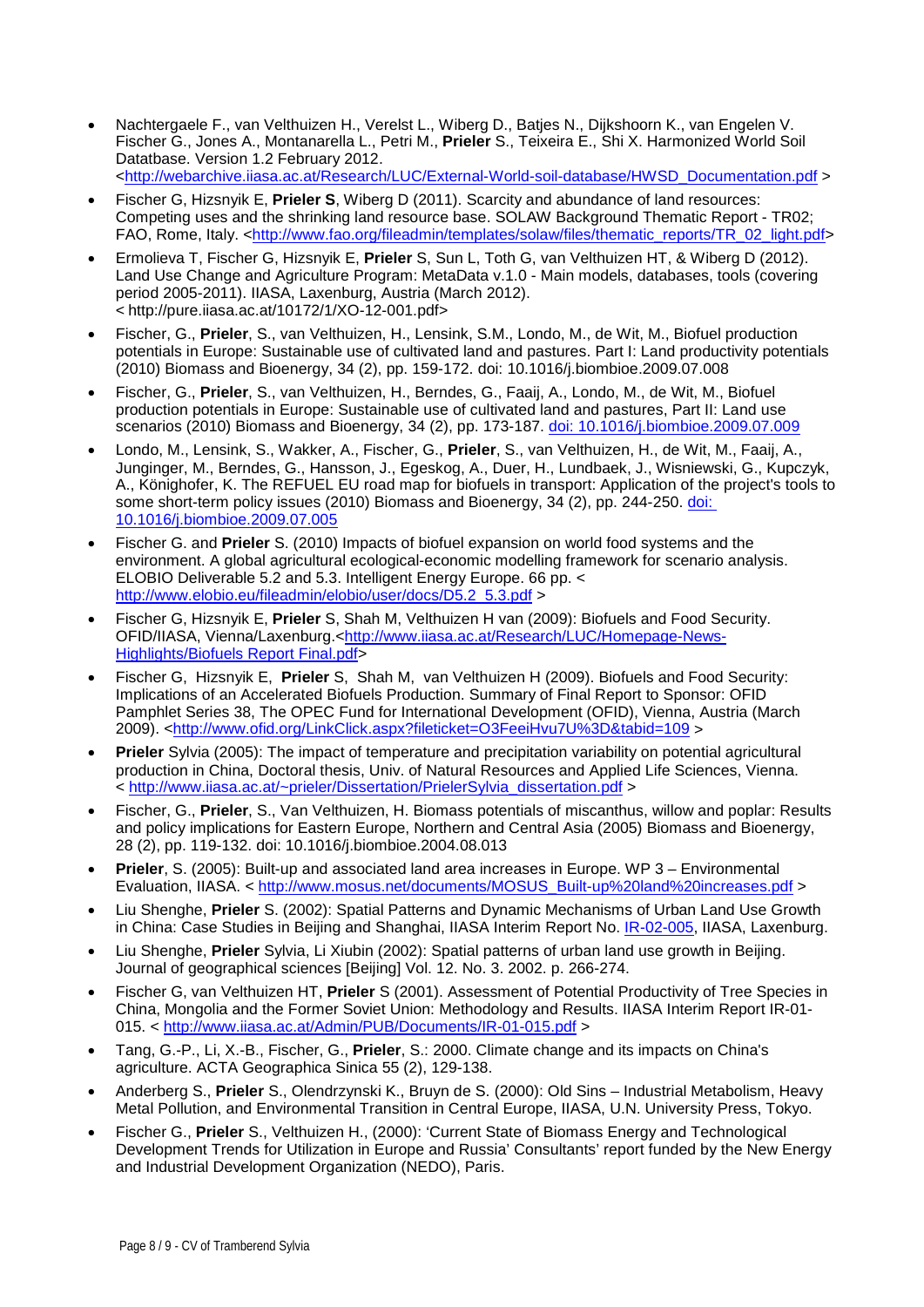- Nachtergaele F., van Velthuizen H., Verelst L., Wiberg D., Batjes N., Dijkshoorn K., van Engelen V. Fischer G., Jones A., Montanarella L., Petri M., **Prieler** S., Teixeira E., Shi X. Harmonized World Soil Datatbase. Version 1.2 February 2012. <http://webarchive.iiasa.ac.at/Research/LUC/External-World-soil-database/HWSD_Documentation.pdf >
- Fischer G, Hizsnyik E, **Prieler S**, Wiberg D (2011). Scarcity and abundance of land resources: Competing uses and the shrinking land resource base. SOLAW Background Thematic Report - TR02; FAO, Rome, Italy. <http://www.fao.org/fileadmin/templates/solaw/files/thematic_reports/TR_02_light.pdf>
- Ermolieva T, Fischer G, Hizsnyik E, **Prieler** S, Sun L, Toth G, van Velthuizen HT, & Wiberg D (2012). Land Use Change and Agriculture Program: MetaData v.1.0 - Main models, databases, tools (covering period 2005-2011). IIASA, Laxenburg, Austria (March 2012). < http://pure.iiasa.ac.at/10172/1/XO-12-001.pdf>
- Fischer, G., **Prieler**, S., van Velthuizen, H., Lensink, S.M., Londo, M., de Wit, M., Biofuel production potentials in Europe: Sustainable use of cultivated land and pastures. Part I: Land productivity potentials (2010) Biomass and Bioenergy, 34 (2), pp. 159-172. doi: 10.1016/j.biombioe.2009.07.008
- Fischer, G., **Prieler**, S., van Velthuizen, H., Berndes, G., Faaij, A., Londo, M., de Wit, M., Biofuel production potentials in Europe: Sustainable use of cultivated land and pastures, Part II: Land use scenarios (2010) Biomass and Bioenergy, 34 (2), pp. 173-187. doi: 10.1016/j.biombioe.2009.07.009
- Londo, M., Lensink, S., Wakker, A., Fischer, G., **Prieler**, S., van Velthuizen, H., de Wit, M., Faaij, A., Junginger, M., Berndes, G., Hansson, J., Egeskog, A., Duer, H., Lundbaek, J., Wisniewski, G., Kupczyk, A., Könighofer, K. The REFUEL EU road map for biofuels in transport: Application of the project's tools to some short-term policy issues (2010) Biomass and Bioenergy, 34 (2), pp. 244-250. doi: 10.1016/j.biombioe.2009.07.005
- Fischer G. and **Prieler** S. (2010) Impacts of biofuel expansion on world food systems and the environment. A global agricultural ecological-economic modelling framework for scenario analysis. ELOBIO Deliverable 5.2 and 5.3. Intelligent Energy Europe. 66 pp. < http://www.elobio.eu/fileadmin/elobio/user/docs/D5.2_5.3.pdf >
- Fischer G, Hizsnyik E, **Prieler** S, Shah M, Velthuizen H van (2009): Biofuels and Food Security. OFID/IIASA, Vienna/Laxenburg.<http://www.iiasa.ac.at/Research/LUC/Homepage-News-Highlights/Biofuels Report Final.pdf>
- Fischer G, Hizsnyik E, **Prieler** S, Shah M, van Velthuizen H (2009). Biofuels and Food Security: Implications of an Accelerated Biofuels Production. Summary of Final Report to Sponsor: OFID Pamphlet Series 38, The OPEC Fund for International Development (OFID), Vienna, Austria (March 2009). <http://www.ofid.org/LinkClick.aspx?fileticket=O3FeeiHvu7U%3D&tabid=109 >
- **Prieler** Sylvia (2005): The impact of temperature and precipitation variability on potential agricultural production in China, Doctoral thesis, Univ. of Natural Resources and Applied Life Sciences, Vienna. < http://www.iiasa.ac.at/~prieler/Dissertation/PrielerSylvia_dissertation.pdf >
- Fischer, G., **Prieler**, S., Van Velthuizen, H. Biomass potentials of miscanthus, willow and poplar: Results and policy implications for Eastern Europe, Northern and Central Asia (2005) Biomass and Bioenergy, 28 (2), pp. 119-132. doi: 10.1016/j.biombioe.2004.08.013
- **Prieler**, S. (2005): Built-up and associated land area increases in Europe. WP 3 – Environmental Evaluation, IIASA. < http://www.mosus.net/documents/MOSUS_Built-up%20land%20increases.pdf >
- Liu Shenghe, **Prieler** S. (2002): Spatial Patterns and Dynamic Mechanisms of Urban Land Use Growth in China: Case Studies in Beijing and Shanghai, IIASA Interim Report No. IR-02-005, IIASA, Laxenburg.
- Liu Shenghe, **Prieler** Sylvia, Li Xiubin (2002): Spatial patterns of urban land use growth in Beijing. Journal of geographical sciences [Beijing] Vol. 12. No. 3. 2002. p. 266-274.
- Fischer G, van Velthuizen HT, **Prieler** S (2001). Assessment of Potential Productivity of Tree Species in China, Mongolia and the Former Soviet Union: Methodology and Results. IIASA Interim Report IR-01-015. < http://www.iiasa.ac.at/Admin/PUB/Documents/IR-01-015.pdf >
- Tang, G.-P., Li, X.-B., Fischer, G., **Prieler**, S.: 2000. Climate change and its impacts on China's agriculture. ACTA Geographica Sinica 55 (2), 129-138.
- Anderberg S., **Prieler** S., Olendrzynski K., Bruyn de S. (2000): Old Sins – Industrial Metabolism, Heavy Metal Pollution, and Environmental Transition in Central Europe, IIASA, U.N. University Press, Tokyo.
- Fischer G., **Prieler** S., Velthuizen H., (2000): 'Current State of Biomass Energy and Technological Development Trends for Utilization in Europe and Russia' Consultants' report funded by the New Energy and Industrial Development Organization (NEDO), Paris.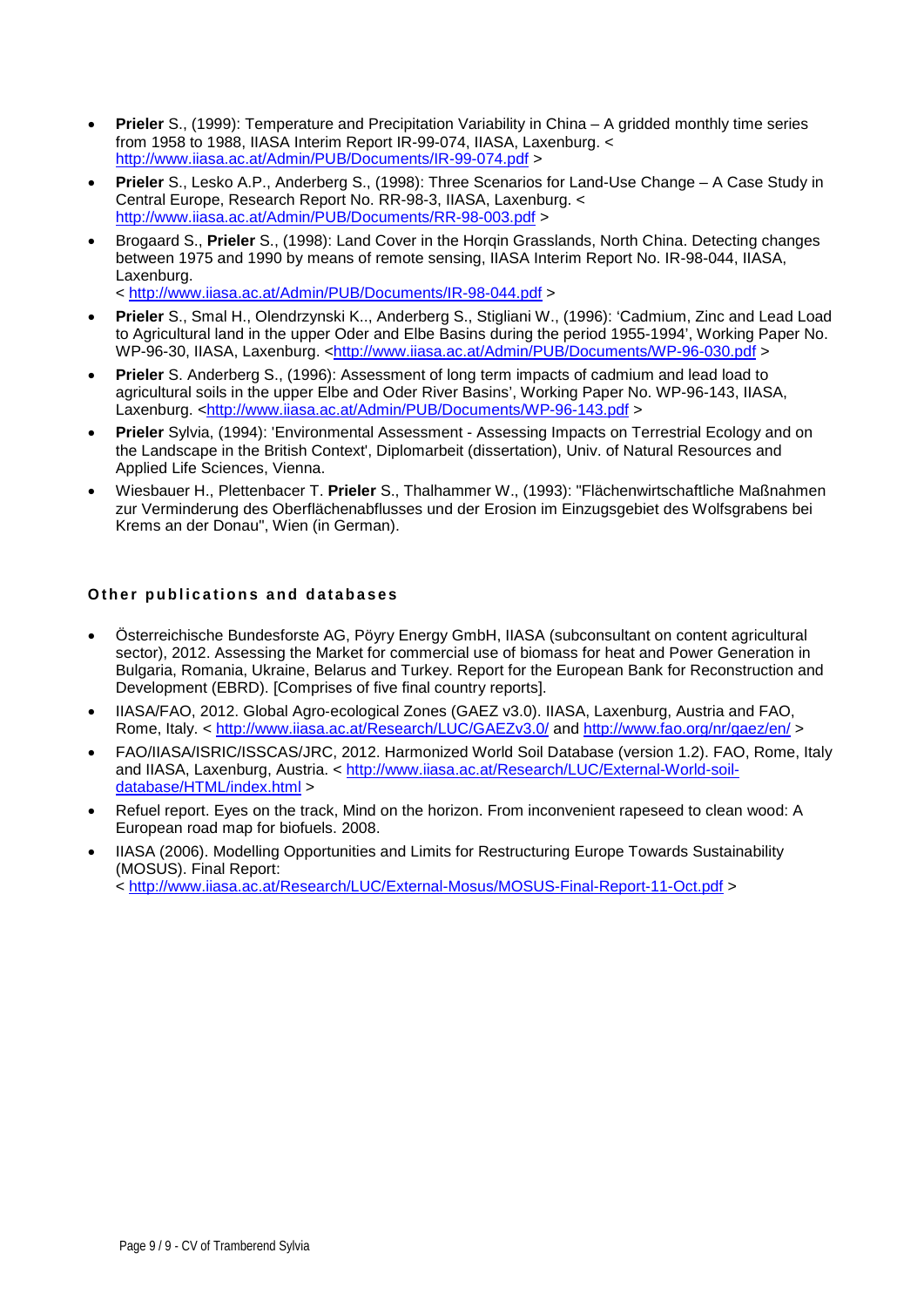- **Prieler** S., (1999): Temperature and Precipitation Variability in China – A gridded monthly time series from 1958 to 1988, IIASA Interim Report IR-99-074, IIASA, Laxenburg. < http://www.iiasa.ac.at/Admin/PUB/Documents/IR-99-074.pdf >
- **Prieler** S., Lesko A.P., Anderberg S., (1998): Three Scenarios for Land-Use Change – A Case Study in Central Europe, Research Report No. RR-98-3, IIASA, Laxenburg. < http://www.iiasa.ac.at/Admin/PUB/Documents/RR-98-003.pdf >
- Brogaard S., **Prieler** S., (1998): Land Cover in the Horqin Grasslands, North China. Detecting changes between 1975 and 1990 by means of remote sensing, IIASA Interim Report No. IR-98-044, IIASA, Laxenburg.
  < http://www.iiasa.ac.at/Admin/PUB/Documents/IR-98-044.pdf >
- **Prieler** S., Smal H., Olendrzynski K.., Anderberg S., Stigliani W., (1996): 'Cadmium, Zinc and Lead Load to Agricultural land in the upper Oder and Elbe Basins during the period 1955-1994', Working Paper No. WP-96-30, IIASA, Laxenburg. <http://www.iiasa.ac.at/Admin/PUB/Documents/WP-96-030.pdf >
- **Prieler** S. Anderberg S., (1996): Assessment of long term impacts of cadmium and lead load to agricultural soils in the upper Elbe and Oder River Basins', Working Paper No. WP-96-143, IIASA, Laxenburg. <http://www.iiasa.ac.at/Admin/PUB/Documents/WP-96-143.pdf >
- **Prieler** Sylvia, (1994): 'Environmental Assessment - Assessing Impacts on Terrestrial Ecology and on the Landscape in the British Context', Diplomarbeit (dissertation), Univ. of Natural Resources and Applied Life Sciences, Vienna.
- Wiesbauer H., Plettenbacer T. **Prieler** S., Thalhammer W., (1993): "Flächenwirtschaftliche Maßnahmen zur Verminderung des Oberflächenabflusses und der Erosion im Einzugsgebiet des Wolfsgrabens bei Krems an der Donau", Wien (in German).

### Other publications and databases

- Österreichische Bundesforste AG, Pöyry Energy GmbH, IIASA (subconsultant on content agricultural sector), 2012. Assessing the Market for commercial use of biomass for heat and Power Generation in Bulgaria, Romania, Ukraine, Belarus and Turkey. Report for the European Bank for Reconstruction and Development (EBRD). [Comprises of five final country reports].
- IIASA/FAO, 2012. Global Agro-ecological Zones (GAEZ v3.0). IIASA, Laxenburg, Austria and FAO, Rome, Italy. < http://www.iiasa.ac.at/Research/LUC/GAEZv3.0/ and http://www.fao.org/nr/gaez/en/ >
- FAO/IIASA/ISRIC/ISSCAS/JRC, 2012. Harmonized World Soil Database (version 1.2). FAO, Rome, Italy and IIASA, Laxenburg, Austria. < http://www.iiasa.ac.at/Research/LUC/External-World-soil-database/HTML/index.html >
- Refuel report. Eyes on the track, Mind on the horizon. From inconvenient rapeseed to clean wood: A European road map for biofuels. 2008.
- IIASA (2006). Modelling Opportunities and Limits for Restructuring Europe Towards Sustainability (MOSUS). Final Report:
  < http://www.iiasa.ac.at/Research/LUC/External-Mosus/MOSUS-Final-Report-11-Oct.pdf >